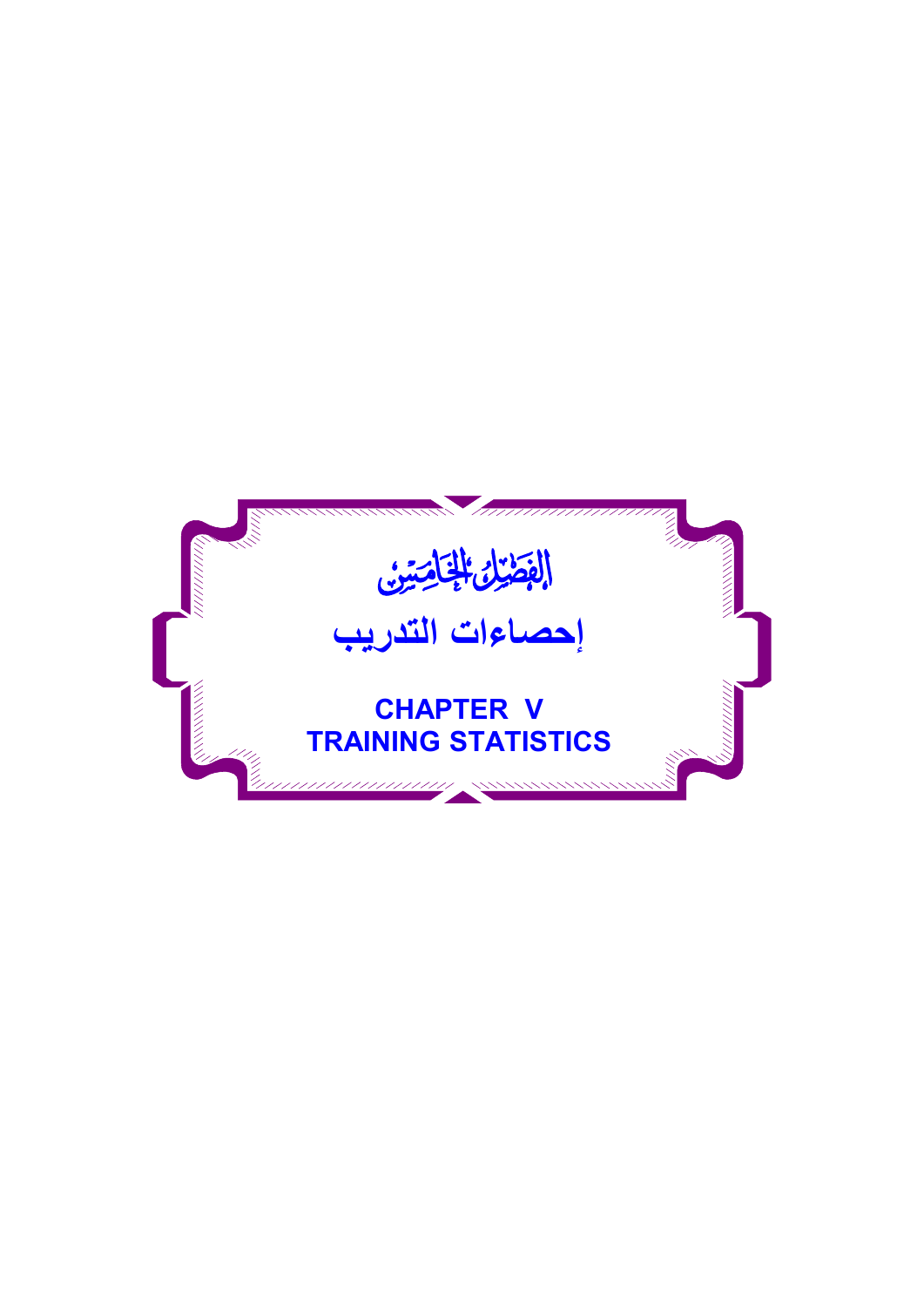# الفصل الخامس

# إحصاءات التدريب

# CHAPTER V

# TRAINING STATISTICS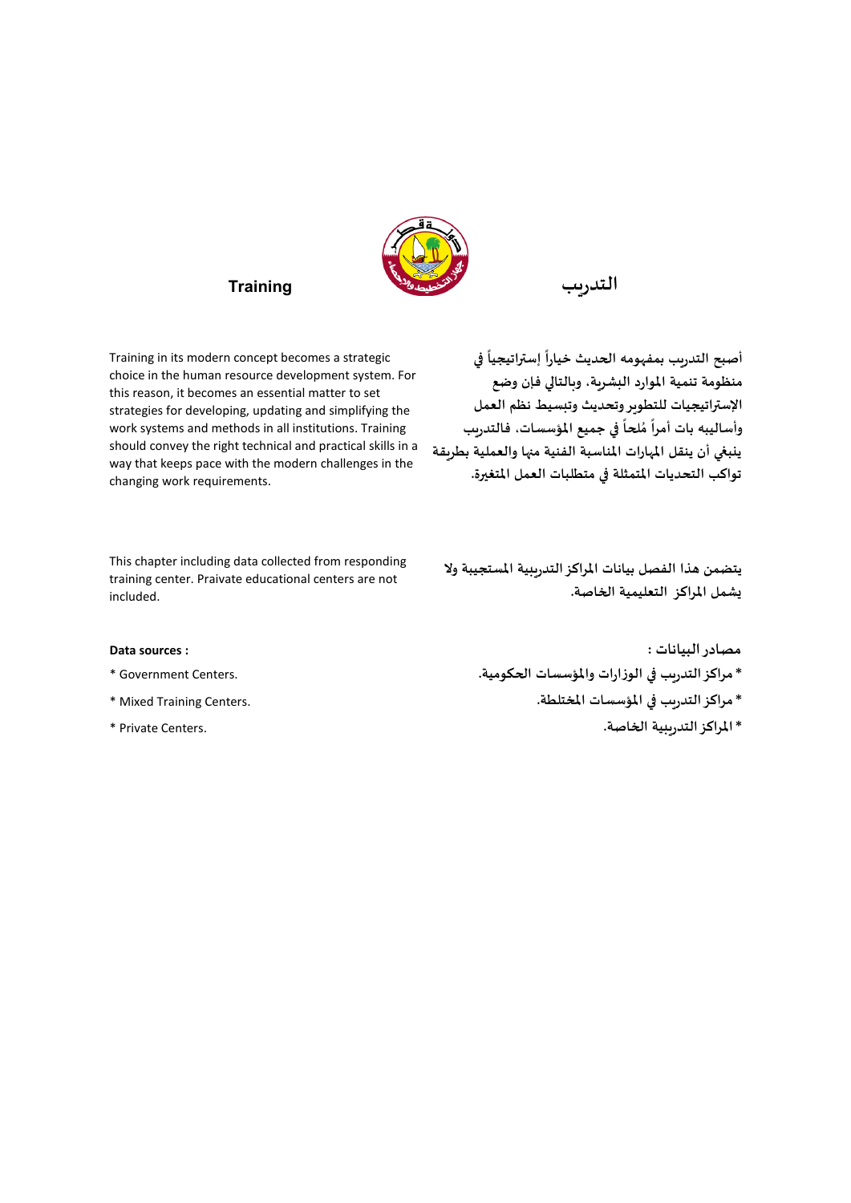# Training

# التدريب

Training in its modern concept becomes a strategic choice in the human resource development system. For this reason, it becomes an essential matter to set strategies for developing, updating and simplifying the work systems and methods in all institutions. Training should convey the right technical and practical skills in a way that keeps pace with the modern challenges in the changing work requirements.

أصبح التدريب بمفهومه الحديث خياراً إستراتيجياً في منظومة تنمية الموارد البشرية، وبالتالي فإن وضع الإستراتيجيات للتطوير وتحديث وتبسيط نظم العمل وأساليبه بات أمراً مُلحاً في جميع المؤسسات، فالتدريب ينبغي أن ينقل المهارات المناسبة الفنية منها والعملية بطريقة تواكب التحديات المتمثلة في متطلبات العمل المتغيرة.

This chapter including data collected from responding training center. Praivate educational centers are not included.

يتضمن هذا الفصل بيانات المراكز التدريبية المستجيبة ولا يشمل المراكز التعليمية الخاصة.

**Data sources :**

* Government Centers.
* Mixed Training Centers.
* Private Centers.

مصادر البيانات :

* مراكز التدريب في الوزارات والمؤسسات الحكومية.
* مراكز التدريب في المؤسسات المختلطة.
* المراكز التدريبية الخاصة.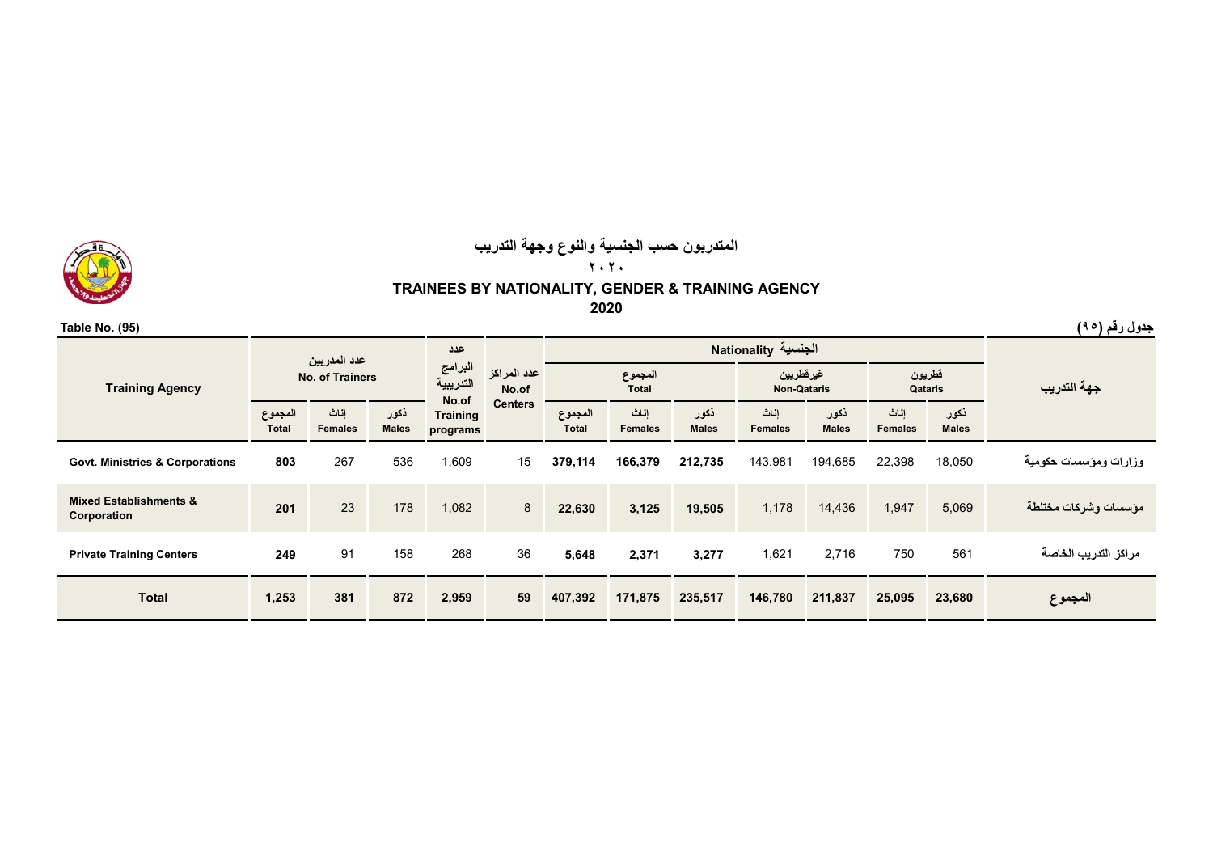# المتدربون حسب الجنسية والنوع وجهة التدريب

## ٢٠٢٠

# TRAINEES BY NATIONALITY, GENDER & TRAINING AGENCY

## 2020

Table No. (95) — جدول رقم (٩٥)

| Training Agency | عدد المدربين No. of Trainers | | | عدد البرامج التدريبية No.of Training programs | عدد المراكز No.of Centers | الجنسية Nationality | | | | | | | جهة التدريب |
|---|---|---|---|---|---|---|---|---|---|---|---|---|---|
| | | | | | | المجموع Total | | | غيرقطريين Non-Qataris | | قطريون Qataris | | |
| | المجموع Total | إناث Females | ذكور Males | | | المجموع Total | إناث Females | ذكور Males | إناث Females | ذكور Males | إناث Females | ذكور Males | |
| Govt. Ministries & Corporations | 803 | 267 | 536 | 1,609 | 15 | 379,114 | 166,379 | 212,735 | 143,981 | 194,685 | 22,398 | 18,050 | وزارات ومؤسسات حكومية |
| Mixed Establishments & Corporation | 201 | 23 | 178 | 1,082 | 8 | 22,630 | 3,125 | 19,505 | 1,178 | 14,436 | 1,947 | 5,069 | مؤسسات وشركات مختلطة |
| Private Training Centers | 249 | 91 | 158 | 268 | 36 | 5,648 | 2,371 | 3,277 | 1,621 | 2,716 | 750 | 561 | مراكز التدريب الخاصة |
| Total | 1,253 | 381 | 872 | 2,959 | 59 | 407,392 | 171,875 | 235,517 | 146,780 | 211,837 | 25,095 | 23,680 | المجموع |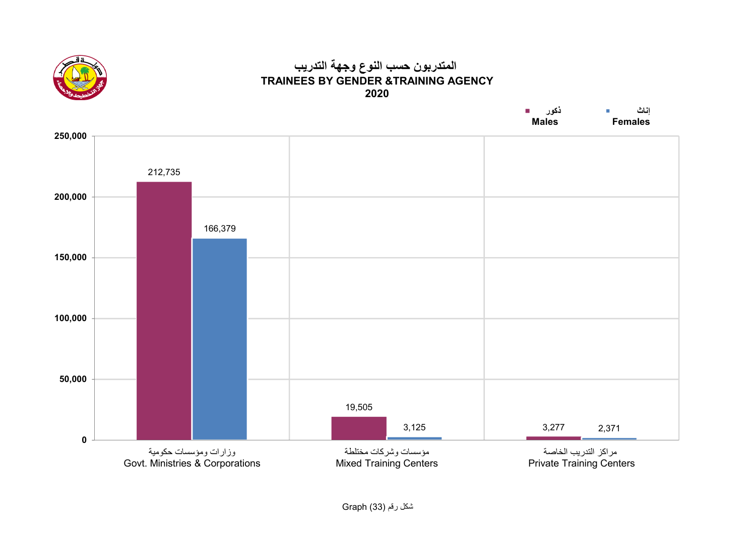# المتدربون حسب النوع وجهة التدريب
# TRAINEES BY GENDER &TRAINING AGENCY
# 2020

| | ذكور Males | إناث Females |
|---|---|---|
| وزارات ومؤسسات حكومية Govt. Ministries & Corporations | 212,735 | 166,379 |
| مؤسسات وشركات مختلطة Mixed Training Centers | 19,505 | 3,125 |
| مراكز التدريب الخاصة Private Training Centers | 3,277 | 2,371 |

Graph (33) شكل رقم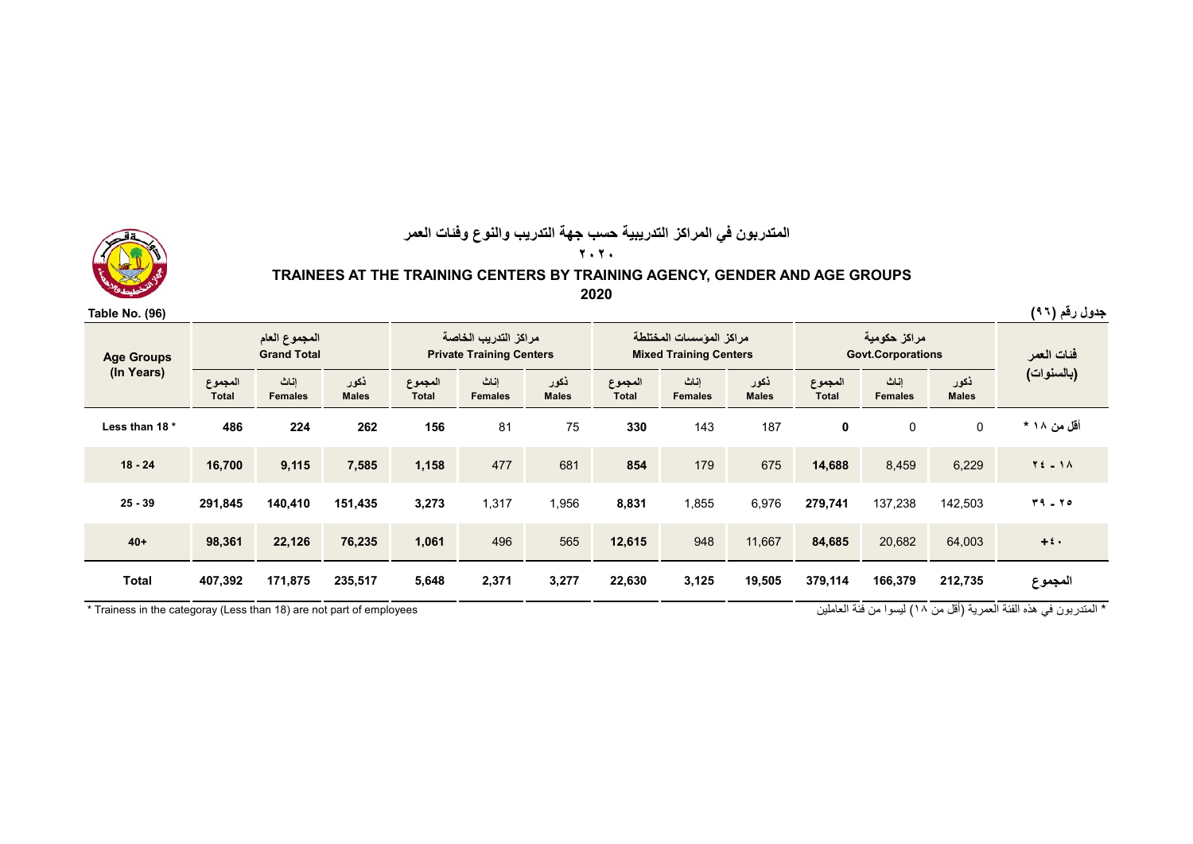# المتدربون في المراكز التدريبية حسب جهة التدريب والنوع وفئات العمر

## ٢٠٢٠

# TRAINEES AT THE TRAINING CENTERS BY TRAINING AGENCY, GENDER AND AGE GROUPS

## 2020

Table No. (96) — جدول رقم (٩٦)

| Age Groups (In Years) | المجموع العام Grand Total | | | مراكز التدريب الخاصة Private Training Centers | | | مراكز المؤسسات المختلطة Mixed Training Centers | | | مراكز حكومية Govt.Corporations | | | فئات العمر (بالسنوات) |
|---|---|---|---|---|---|---|---|---|---|---|---|---|---|
| | المجموع Total | إناث Females | ذكور Males | المجموع Total | إناث Females | ذكور Males | المجموع Total | إناث Females | ذكور Males | المجموع Total | إناث Females | ذكور Males | |
| Less than 18 * | **486** | **224** | **262** | **156** | 81 | 75 | **330** | 143 | 187 | **0** | 0 | 0 | أقل من ١٨ * |
| 18 - 24 | **16,700** | **9,115** | **7,585** | **1,158** | 477 | 681 | **854** | 179 | 675 | **14,688** | 8,459 | 6,229 | ١٨ - ٢٤ |
| 25 - 39 | **291,845** | **140,410** | **151,435** | **3,273** | 1,317 | 1,956 | **8,831** | 1,855 | 6,976 | **279,741** | 137,238 | 142,503 | ٢٥ - ٣٩ |
| 40+ | **98,361** | **22,126** | **76,235** | **1,061** | 496 | 565 | **12,615** | 948 | 11,667 | **84,685** | 20,682 | 64,003 | +٤٠ |
| **Total** | **407,392** | **171,875** | **235,517** | **5,648** | **2,371** | **3,277** | **22,630** | **3,125** | **19,505** | **379,114** | **166,379** | **212,735** | **المجموع** |

* Trainess in the categoray (Less than 18) are not part of employees

* المتدربون في هذه الفئة العمرية (أقل من ١٨) ليسوا من فئة العاملين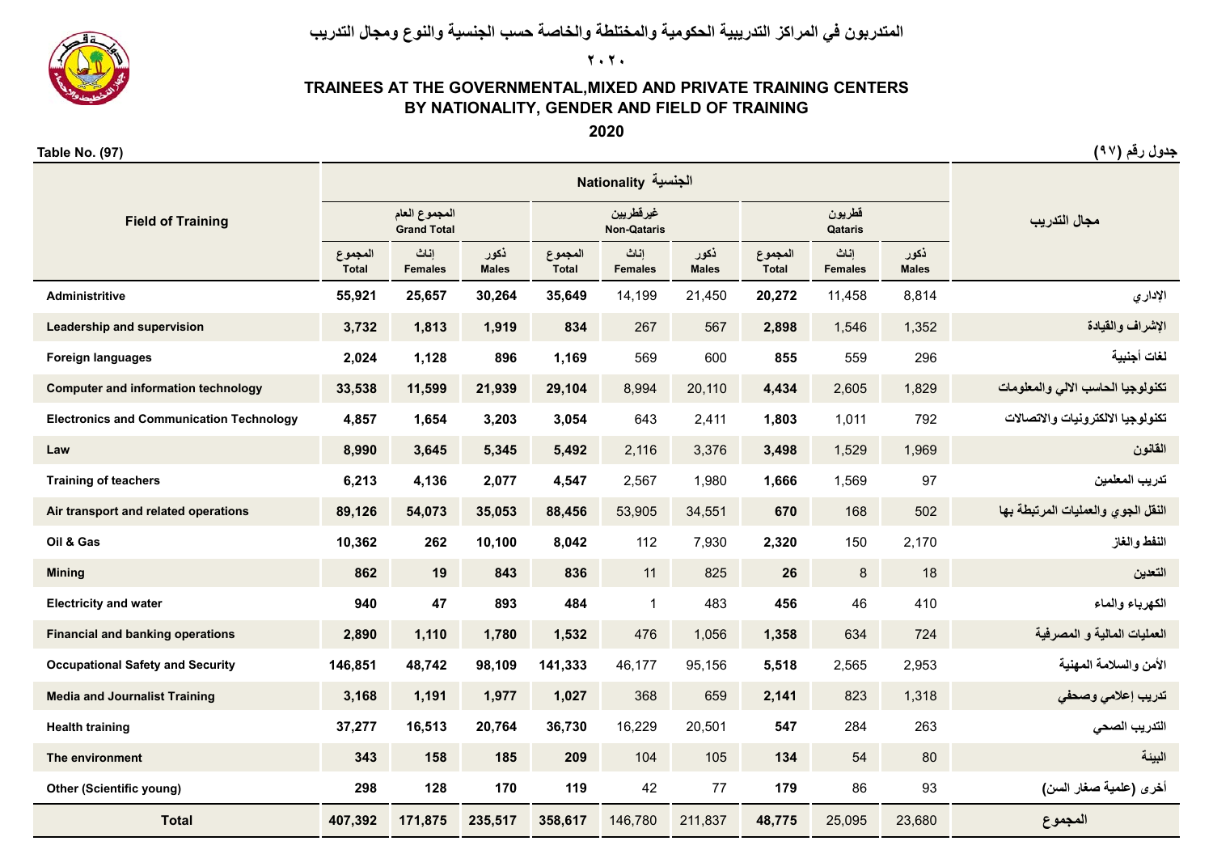# المتدربون في المراكز التدريبية الحكومية والمختلطة والخاصة حسب الجنسية والنوع ومجال التدريب

## ٢٠٢٠

# TRAINEES AT THE GOVERNMENTAL,MIXED AND PRIVATE TRAINING CENTERS BY NATIONALITY, GENDER AND FIELD OF TRAINING

## 2020

**Table No. (97)** | **جدول رقم (٩٧)**

| Field of Training | Nationality الجنسية | | | | | | | | | مجال التدريب |
|---|---|---|---|---|---|---|---|---|---|---|
| | المجموع العام Grand Total | | | غيرقطريين Non-Qataris | | | قطريون Qataris | | | |
| | المجموع Total | إناث Females | ذكور Males | المجموع Total | إناث Females | ذكور Males | المجموع Total | إناث Females | ذكور Males | |
| Administritive | 55,921 | 25,657 | 30,264 | 35,649 | 14,199 | 21,450 | 20,272 | 11,458 | 8,814 | الإداري |
| Leadership and supervision | 3,732 | 1,813 | 1,919 | 834 | 267 | 567 | 2,898 | 1,546 | 1,352 | الإشراف والقيادة |
| Foreign languages | 2,024 | 1,128 | 896 | 1,169 | 569 | 600 | 855 | 559 | 296 | لغات أجنبية |
| Computer and information technology | 33,538 | 11,599 | 21,939 | 29,104 | 8,994 | 20,110 | 4,434 | 2,605 | 1,829 | تكنولوجيا الحاسب الالي والمعلومات |
| Electronics and Communication Technology | 4,857 | 1,654 | 3,203 | 3,054 | 643 | 2,411 | 1,803 | 1,011 | 792 | تكنولوجيا الالكترونيات والاتصالات |
| Law | 8,990 | 3,645 | 5,345 | 5,492 | 2,116 | 3,376 | 3,498 | 1,529 | 1,969 | القانون |
| Training of teachers | 6,213 | 4,136 | 2,077 | 4,547 | 2,567 | 1,980 | 1,666 | 1,569 | 97 | تدريب المعلمين |
| Air transport and related operations | 89,126 | 54,073 | 35,053 | 88,456 | 53,905 | 34,551 | 670 | 168 | 502 | النقل الجوي والعمليات المرتبطة بها |
| Oil & Gas | 10,362 | 262 | 10,100 | 8,042 | 112 | 7,930 | 2,320 | 150 | 2,170 | النفط والغاز |
| Mining | 862 | 19 | 843 | 836 | 11 | 825 | 26 | 8 | 18 | التعدين |
| Electricity and water | 940 | 47 | 893 | 484 | 1 | 483 | 456 | 46 | 410 | الكهرباء والماء |
| Financial and banking operations | 2,890 | 1,110 | 1,780 | 1,532 | 476 | 1,056 | 1,358 | 634 | 724 | العمليات المالية و المصرفية |
| Occupational Safety and Security | 146,851 | 48,742 | 98,109 | 141,333 | 46,177 | 95,156 | 5,518 | 2,565 | 2,953 | الأمن والسلامة المهنية |
| Media and Journalist Training | 3,168 | 1,191 | 1,977 | 1,027 | 368 | 659 | 2,141 | 823 | 1,318 | تدريب إعلامي وصحفي |
| Health training | 37,277 | 16,513 | 20,764 | 36,730 | 16,229 | 20,501 | 547 | 284 | 263 | التدريب الصحي |
| The environment | 343 | 158 | 185 | 209 | 104 | 105 | 134 | 54 | 80 | البيئة |
| Other (Scientific young) | 298 | 128 | 170 | 119 | 42 | 77 | 179 | 86 | 93 | أخرى (علمية صغار السن) |
| **Total** | 407,392 | 171,875 | 235,517 | 358,617 | 146,780 | 211,837 | 48,775 | 25,095 | 23,680 | المجموع |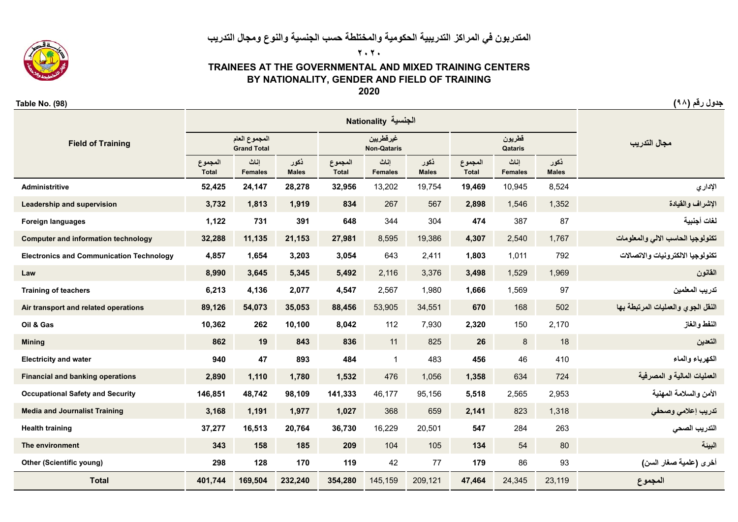# المتدربون في المراكز التدريبية الحكومية والمختلطة حسب الجنسية والنوع ومجال التدريب

## ٢٠٢٠

# TRAINEES AT THE GOVERNMENTAL AND MIXED TRAINING CENTERS BY NATIONALITY, GENDER AND FIELD OF TRAINING

## 2020

Table No. (98) — جدول رقم (٩٨)

| Field of Training | Nationality الجنسية | | | | | | | | | مجال التدريب |
|---|---|---|---|---|---|---|---|---|---|---|
| | المجموع العام Grand Total | | | غيرقطريين Non-Qataris | | | قطريون Qataris | | | |
| | المجموع Total | إناث Females | ذكور Males | المجموع Total | إناث Females | ذكور Males | المجموع Total | إناث Females | ذكور Males | |
| Administritive | 52,425 | 24,147 | 28,278 | 32,956 | 13,202 | 19,754 | 19,469 | 10,945 | 8,524 | الإداري |
| Leadership and supervision | 3,732 | 1,813 | 1,919 | 834 | 267 | 567 | 2,898 | 1,546 | 1,352 | الإشراف والقيادة |
| Foreign languages | 1,122 | 731 | 391 | 648 | 344 | 304 | 474 | 387 | 87 | لغات أجنبية |
| Computer and information technology | 32,288 | 11,135 | 21,153 | 27,981 | 8,595 | 19,386 | 4,307 | 2,540 | 1,767 | تكنولوجيا الحاسب الالي والمعلومات |
| Electronics and Communication Technology | 4,857 | 1,654 | 3,203 | 3,054 | 643 | 2,411 | 1,803 | 1,011 | 792 | تكنولوجيا الالكترونيات والاتصالات |
| Law | 8,990 | 3,645 | 5,345 | 5,492 | 2,116 | 3,376 | 3,498 | 1,529 | 1,969 | القانون |
| Training of teachers | 6,213 | 4,136 | 2,077 | 4,547 | 2,567 | 1,980 | 1,666 | 1,569 | 97 | تدريب المعلمين |
| Air transport and related operations | 89,126 | 54,073 | 35,053 | 88,456 | 53,905 | 34,551 | 670 | 168 | 502 | النقل الجوي والعمليات المرتبطة بها |
| Oil & Gas | 10,362 | 262 | 10,100 | 8,042 | 112 | 7,930 | 2,320 | 150 | 2,170 | النفط والغاز |
| Mining | 862 | 19 | 843 | 836 | 11 | 825 | 26 | 8 | 18 | التعدين |
| Electricity and water | 940 | 47 | 893 | 484 | 1 | 483 | 456 | 46 | 410 | الكهرباء والماء |
| Financial and banking operations | 2,890 | 1,110 | 1,780 | 1,532 | 476 | 1,056 | 1,358 | 634 | 724 | العمليات المالية و المصرفية |
| Occupational Safety and Security | 146,851 | 48,742 | 98,109 | 141,333 | 46,177 | 95,156 | 5,518 | 2,565 | 2,953 | الأمن والسلامة المهنية |
| Media and Journalist Training | 3,168 | 1,191 | 1,977 | 1,027 | 368 | 659 | 2,141 | 823 | 1,318 | تدريب إعلامي وصحفي |
| Health training | 37,277 | 16,513 | 20,764 | 36,730 | 16,229 | 20,501 | 547 | 284 | 263 | التدريب الصحي |
| The environment | 343 | 158 | 185 | 209 | 104 | 105 | 134 | 54 | 80 | البيئة |
| Other (Scientific young) | 298 | 128 | 170 | 119 | 42 | 77 | 179 | 86 | 93 | أخرى (علمية صغار السن) |
| **Total** | **401,744** | **169,504** | **232,240** | **354,280** | 145,159 | 209,121 | **47,464** | 24,345 | 23,119 | **المجموع** |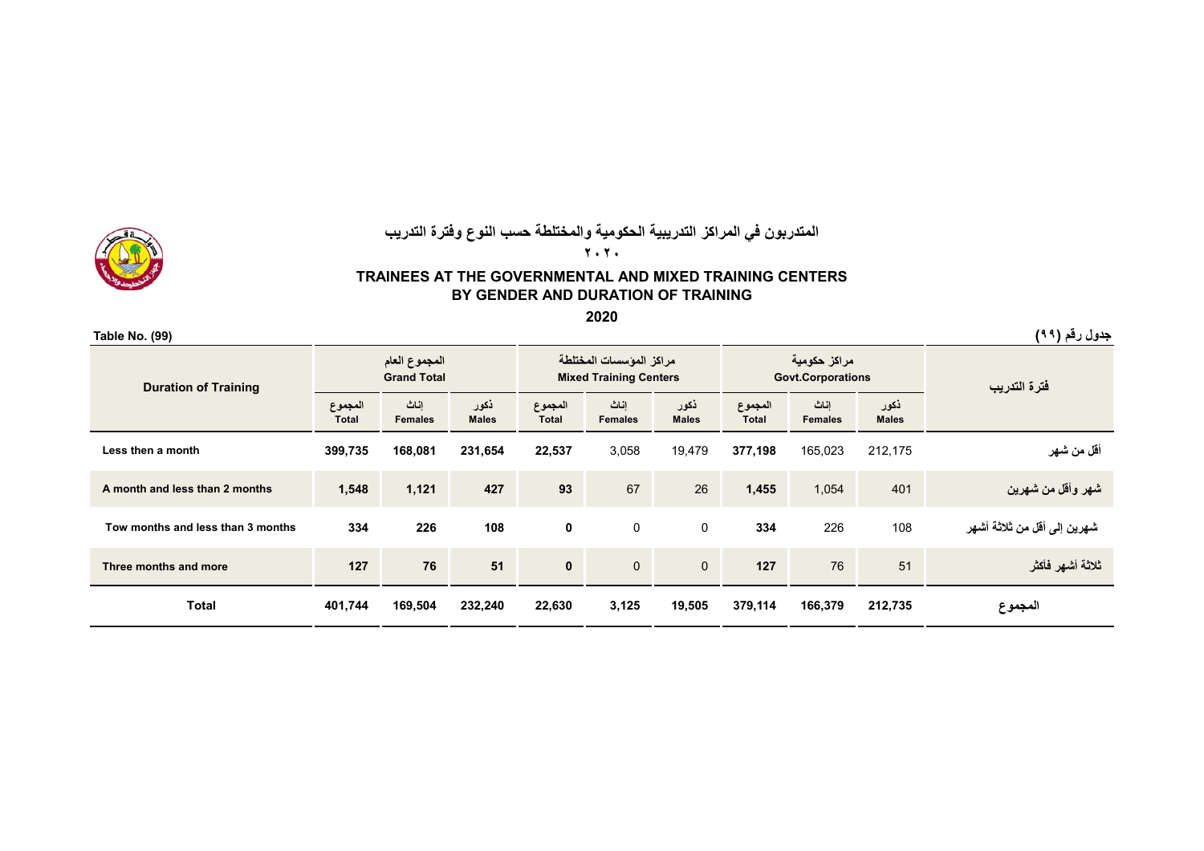# المتدربون في المراكز التدريبية الحكومية والمختلطة حسب النوع وفترة التدريب

**٢٠٢٠**

## TRAINEES AT THE GOVERNMENTAL AND MIXED TRAINING CENTERS BY GENDER AND DURATION OF TRAINING

**2020**

**Table No. (99)** | **جدول رقم (٩٩)**

| Duration of Training | المجموع العام Grand Total | | | مراكز المؤسسات المختلطة Mixed Training Centers | | | مراكز حكومية Govt.Corporations | | | فترة التدريب |
|---|---|---|---|---|---|---|---|---|---|---|
| | المجموع Total | إناث Females | ذكور Males | المجموع Total | إناث Females | ذكور Males | المجموع Total | إناث Females | ذكور Males | |
| Less then a month | 399,735 | 168,081 | 231,654 | 22,537 | 3,058 | 19,479 | 377,198 | 165,023 | 212,175 | أقل من شهر |
| A month and less than 2 months | 1,548 | 1,121 | 427 | 93 | 67 | 26 | 1,455 | 1,054 | 401 | شهر وأقل من شهرين |
| Tow months and less than 3 months | 334 | 226 | 108 | 0 | 0 | 0 | 334 | 226 | 108 | شهرين إلى أقل من ثلاثة أشهر |
| Three months and more | 127 | 76 | 51 | 0 | 0 | 0 | 127 | 76 | 51 | ثلاثة أشهر فأكثر |
| **Total** | **401,744** | **169,504** | **232,240** | **22,630** | **3,125** | **19,505** | **379,114** | **166,379** | **212,735** | **المجموع** |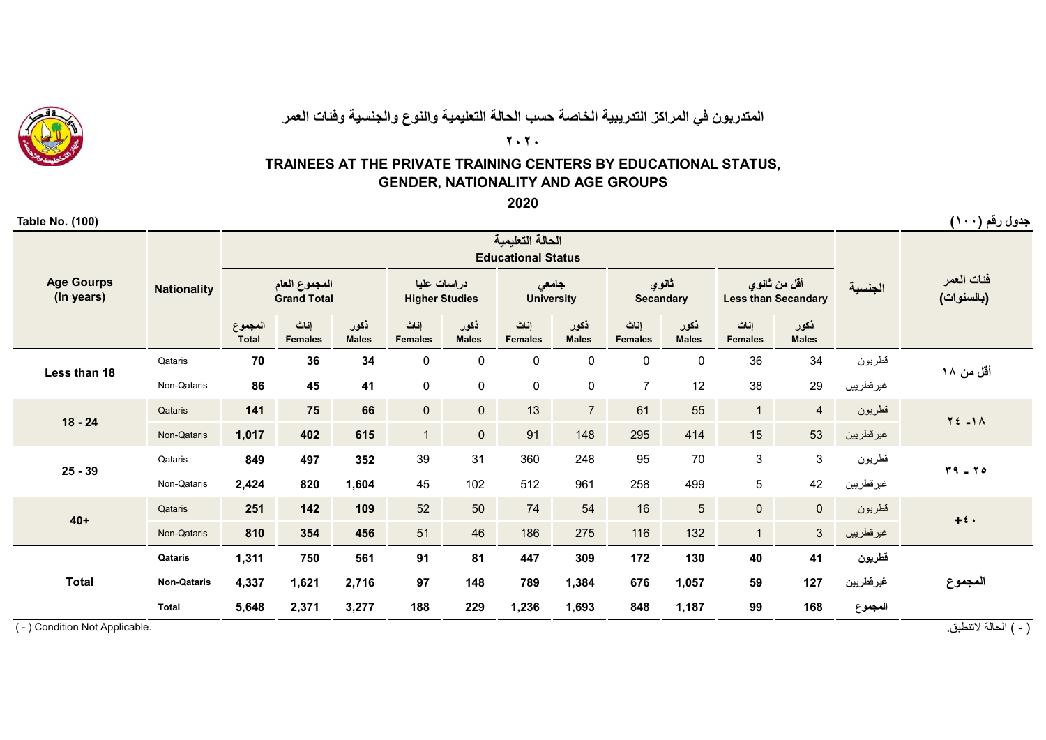# المتدربون في المراكز التدريبية الخاصة حسب الحالة التعليمية والنوع والجنسية وفئات العمر

## ٢٠٢٠

# TRAINEES AT THE PRIVATE TRAINING CENTERS BY EDUCATIONAL STATUS, GENDER, NATIONALITY AND AGE GROUPS

## 2020

**Table No. (100)** | **جدول رقم (١٠٠)**

| Age Gourps (In years) | Nationality | المجموع العام Grand Total | | | دراسات عليا Higher Studies | | جامعي University | | ثانوي Secandary | | أقل من ثانوي Less than Secandary | | الجنسية | فئات العمر (بالسنوات) |
|---|---|---|---|---|---|---|---|---|---|---|---|---|---|---|
| | | المجموع Total | إناث Females | ذكور Males | إناث Females | ذكور Males | إناث Females | ذكور Males | إناث Females | ذكور Males | إناث Females | ذكور Males | | |
| Less than 18 | Qataris | **70** | **36** | **34** | 0 | 0 | 0 | 0 | 0 | 0 | 36 | 34 | قطريون | أقل من ١٨ |
| | Non-Qataris | **86** | **45** | **41** | 0 | 0 | 0 | 0 | 7 | 12 | 38 | 29 | غيرقطريين | |
| 18 - 24 | Qataris | **141** | **75** | **66** | 0 | 0 | 13 | 7 | 61 | 55 | 1 | 4 | قطريون | ١٨- ٢٤ |
| | Non-Qataris | **1,017** | **402** | **615** | 1 | 0 | 91 | 148 | 295 | 414 | 15 | 53 | غيرقطريين | |
| 25 - 39 | Qataris | **849** | **497** | **352** | 39 | 31 | 360 | 248 | 95 | 70 | 3 | 3 | قطريون | ٢٥ - ٣٩ |
| | Non-Qataris | **2,424** | **820** | **1,604** | 45 | 102 | 512 | 961 | 258 | 499 | 5 | 42 | غيرقطريين | |
| 40+ | Qataris | **251** | **142** | **109** | 52 | 50 | 74 | 54 | 16 | 5 | 0 | 0 | قطريون | +٤٠ |
| | Non-Qataris | **810** | **354** | **456** | 51 | 46 | 186 | 275 | 116 | 132 | 1 | 3 | غيرقطريين | |
| Total | **Qataris** | **1,311** | **750** | **561** | **91** | **81** | **447** | **309** | **172** | **130** | **40** | **41** | **قطريون** | المجموع |
| | **Non-Qataris** | **4,337** | **1,621** | **2,716** | **97** | **148** | **789** | **1,384** | **676** | **1,057** | **59** | **127** | **غيرقطريين** | |
| | **Total** | **5,648** | **2,371** | **3,277** | **188** | **229** | **1,236** | **1,693** | **848** | **1,187** | **99** | **168** | **المجموع** | |

( - ) Condition Not Applicable. | ( - ) الحالة لاتنطبق.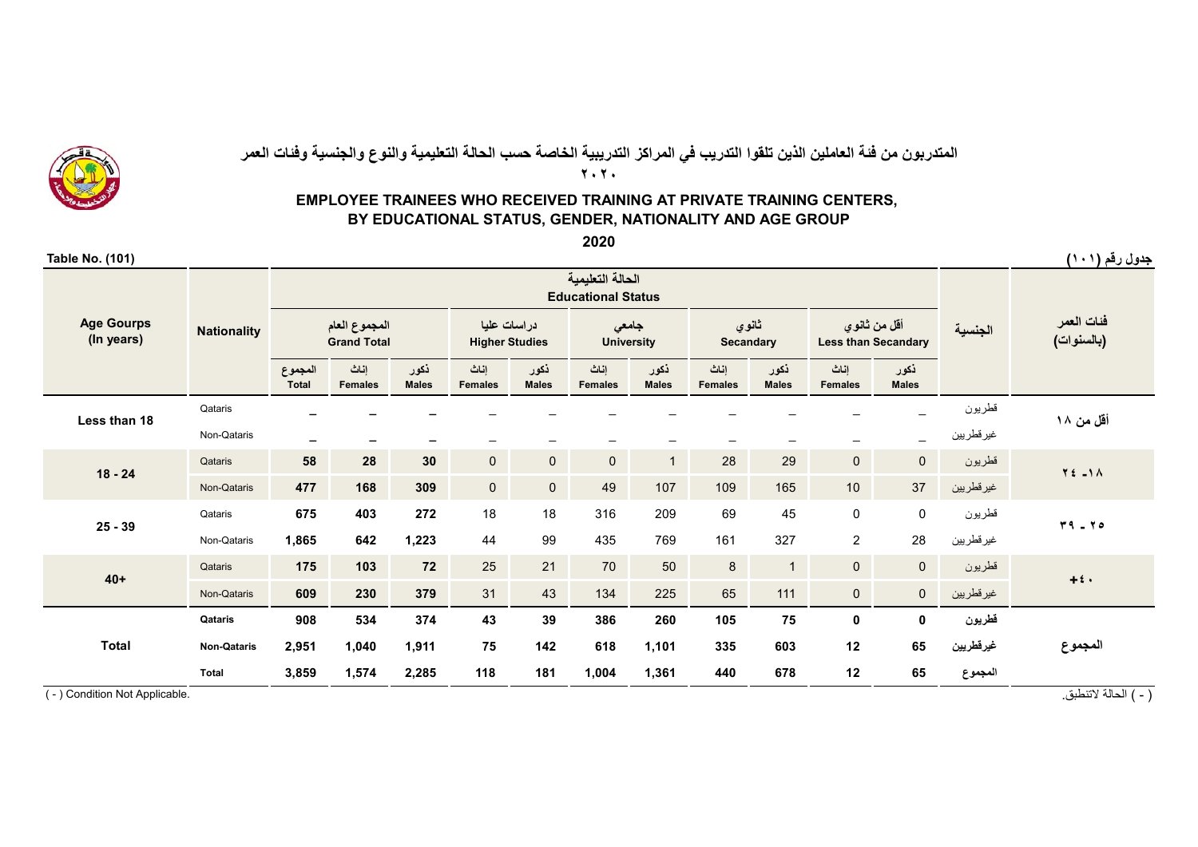# المتدربون من فئة العاملين الذين تلقوا التدريب في المراكز التدريبية الخاصة حسب الحالة التعليمية والنوع والجنسية وفئات العمر
## ٢٠٢٠

# EMPLOYEE TRAINEES WHO RECEIVED TRAINING AT PRIVATE TRAINING CENTERS, BY EDUCATIONAL STATUS, GENDER, NATIONALITY AND AGE GROUP
## 2020

**Table No. (101)** | **جدول رقم (١٠١)**

| Age Gourps (In years) | Nationality | الحالة التعليمية Educational Status | | | | | | | | | | | الجنسية | فئات العمر (بالسنوات) |
|---|---|---|---|---|---|---|---|---|---|---|---|---|---|---|
| | | المجموع العام Grand Total | | | دراسات عليا Higher Studies | | جامعي University | | ثانوي Secandary | | أقل من ثانوي Less than Secandary | | | |
| | | المجموع Total | إناث Females | ذكور Males | إناث Females | ذكور Males | إناث Females | ذكور Males | إناث Females | ذكور Males | إناث Females | ذكور Males | | |
| **Less than 18** | Qataris | – | – | – | – | – | – | – | – | – | – | – | قطريون | **أقل من ١٨** |
| | Non-Qataris | – | – | – | – | – | – | – | – | – | – | – | غيرقطريين | |
| **18 - 24** | Qataris | **58** | **28** | **30** | 0 | 0 | 0 | 1 | 28 | 29 | 0 | 0 | قطريون | **١٨- ٢٤** |
| | Non-Qataris | **477** | **168** | **309** | 0 | 0 | 49 | 107 | 109 | 165 | 10 | 37 | غيرقطريين | |
| **25 - 39** | Qataris | **675** | **403** | **272** | 18 | 18 | 316 | 209 | 69 | 45 | 0 | 0 | قطريون | **٢٥ - ٣٩** |
| | Non-Qataris | **1,865** | **642** | **1,223** | 44 | 99 | 435 | 769 | 161 | 327 | 2 | 28 | غيرقطريين | |
| **40+** | Qataris | **175** | **103** | **72** | 25 | 21 | 70 | 50 | 8 | 1 | 0 | 0 | قطريون | **+٤٠** |
| | Non-Qataris | **609** | **230** | **379** | 31 | 43 | 134 | 225 | 65 | 111 | 0 | 0 | غيرقطريين | |
| **Total** | **Qataris** | **908** | **534** | **374** | **43** | **39** | **386** | **260** | **105** | **75** | **0** | **0** | **قطريون** | **المجموع** |
| | **Non-Qataris** | **2,951** | **1,040** | **1,911** | **75** | **142** | **618** | **1,101** | **335** | **603** | **12** | **65** | **غيرقطريين** | |
| | **Total** | **3,859** | **1,574** | **2,285** | **118** | **181** | **1,004** | **1,361** | **440** | **678** | **12** | **65** | **المجموع** | |

( - ) Condition Not Applicable. | ( - ) الحالة لاتنطبق.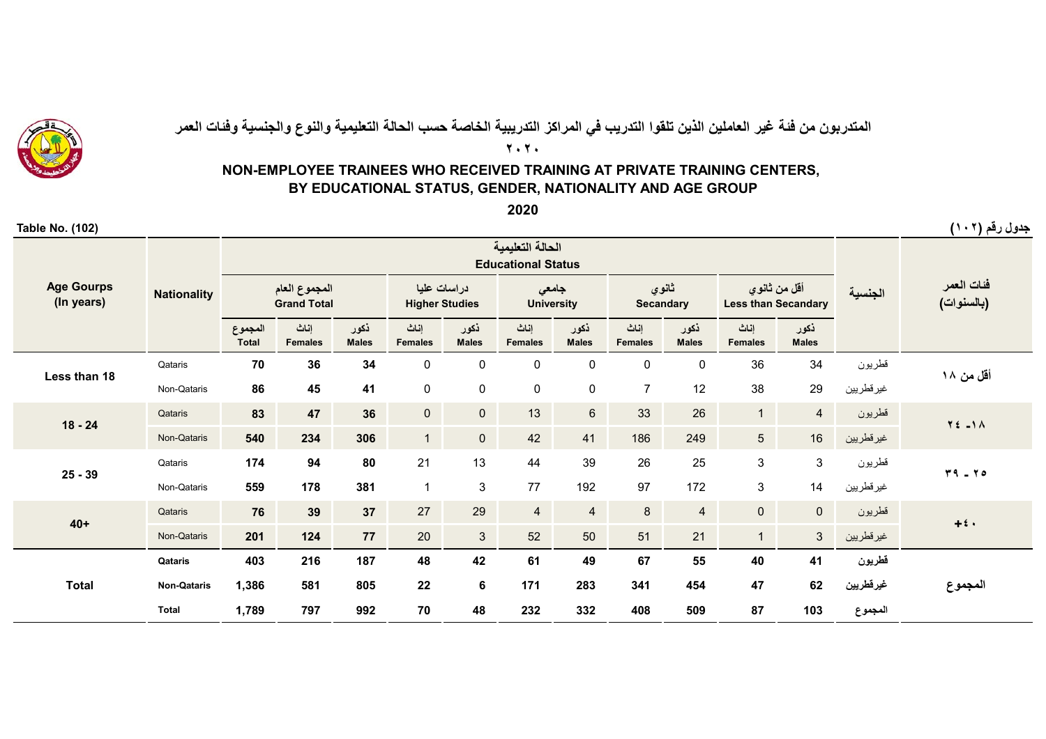# المتدربون من فئة غير العاملين الذين تلقوا التدريب في المراكز التدريبية الخاصة حسب الحالة التعليمية والنوع والجنسية وفئات العمر

## ٢٠٢٠

# NON-EMPLOYEE TRAINEES WHO RECEIVED TRAINING AT PRIVATE TRAINING CENTERS, BY EDUCATIONAL STATUS, GENDER, NATIONALITY AND AGE GROUP

## 2020

**Table No. (102)** | **جدول رقم (١٠٢)**

| Age Gourps (In years) | Nationality | الحالة التعليمية Educational Status | | | | | | | | | | | الجنسية | فئات العمر (بالسنوات) |
|---|---|---|---|---|---|---|---|---|---|---|---|---|---|---|
| | | المجموع العام Grand Total | | | دراسات عليا Higher Studies | | جامعي University | | ثانوي Secandary | | أقل من ثانوي Less than Secandary | | | |
| | | المجموع Total | إناث Females | ذكور Males | إناث Females | ذكور Males | إناث Females | ذكور Males | إناث Females | ذكور Males | إناث Females | ذكور Males | | |
| Less than 18 | Qataris | **70** | **36** | **34** | 0 | 0 | 0 | 0 | 0 | 0 | 36 | 34 | قطريون | أقل من ١٨ |
| | Non-Qataris | **86** | **45** | **41** | 0 | 0 | 0 | 0 | 7 | 12 | 38 | 29 | غيرقطريين | |
| 18 - 24 | Qataris | **83** | **47** | **36** | 0 | 0 | 13 | 6 | 33 | 26 | 1 | 4 | قطريون | ١٨- ٢٤ |
| | Non-Qataris | **540** | **234** | **306** | 1 | 0 | 42 | 41 | 186 | 249 | 5 | 16 | غيرقطريين | |
| 25 - 39 | Qataris | **174** | **94** | **80** | 21 | 13 | 44 | 39 | 26 | 25 | 3 | 3 | قطريون | ٢٥ - ٣٩ |
| | Non-Qataris | **559** | **178** | **381** | 1 | 3 | 77 | 192 | 97 | 172 | 3 | 14 | غيرقطريين | |
| 40+ | Qataris | **76** | **39** | **37** | 27 | 29 | 4 | 4 | 8 | 4 | 0 | 0 | قطريون | +٤٠ |
| | Non-Qataris | **201** | **124** | **77** | 20 | 3 | 52 | 50 | 51 | 21 | 1 | 3 | غيرقطريين | |
| **Total** | **Qataris** | **403** | **216** | **187** | **48** | **42** | **61** | **49** | **67** | **55** | **40** | **41** | **قطريون** | **المجموع** |
| | **Non-Qataris** | **1,386** | **581** | **805** | **22** | **6** | **171** | **283** | **341** | **454** | **47** | **62** | **غيرقطريين** | |
| | **Total** | **1,789** | **797** | **992** | **70** | **48** | **232** | **332** | **408** | **509** | **87** | **103** | **المجموع** | |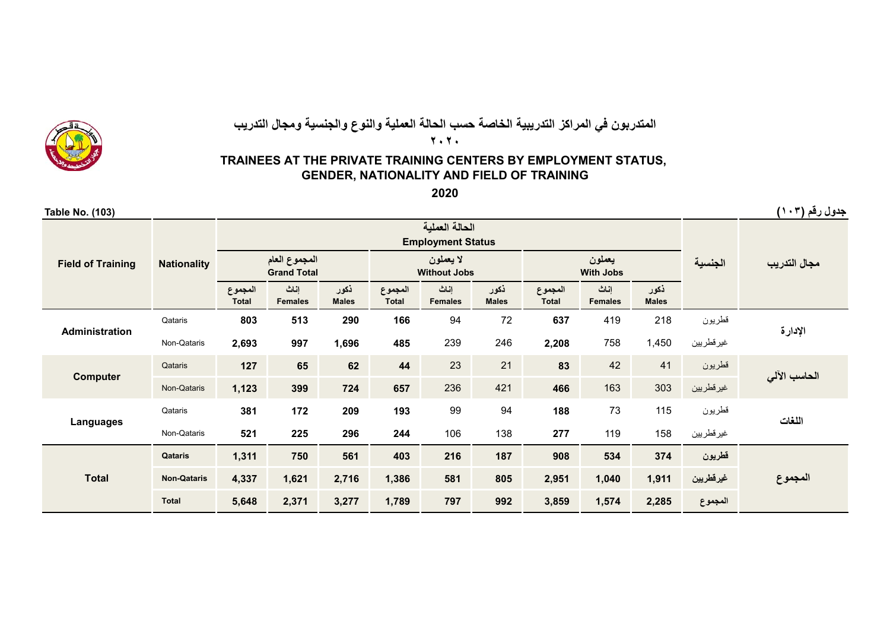# المتدربون في المراكز التدريبية الخاصة حسب الحالة العملية والنوع والجنسية ومجال التدريب

## ٢٠٢٠

# TRAINEES AT THE PRIVATE TRAINING CENTERS BY EMPLOYMENT STATUS, GENDER, NATIONALITY AND FIELD OF TRAINING

## 2020

**Table No. (103)** **جدول رقم (١٠٣)**

| Field of Training | Nationality | المجموع العام Grand Total | | | لا يعملون Without Jobs | | | يعملون With Jobs | | | الجنسية | مجال التدريب |
|---|---|---|---|---|---|---|---|---|---|---|---|---|
| | | المجموع Total | إناث Females | ذكور Males | المجموع Total | إناث Females | ذكور Males | المجموع Total | إناث Females | ذكور Males | | |
| Administration | Qataris | **803** | **513** | **290** | **166** | 94 | 72 | **637** | 419 | 218 | قطريون | الإدارة |
| | Non-Qataris | **2,693** | **997** | **1,696** | **485** | 239 | 246 | **2,208** | 758 | 1,450 | غيرقطريين | |
| Computer | Qataris | **127** | **65** | **62** | **44** | 23 | 21 | **83** | 42 | 41 | قطريون | الحاسب الآلي |
| | Non-Qataris | **1,123** | **399** | **724** | **657** | 236 | 421 | **466** | 163 | 303 | غيرقطريين | |
| Languages | Qataris | **381** | **172** | **209** | **193** | 99 | 94 | **188** | 73 | 115 | قطريون | اللغات |
| | Non-Qataris | **521** | **225** | **296** | **244** | 106 | 138 | **277** | 119 | 158 | غيرقطريين | |
| **Total** | **Qataris** | **1,311** | **750** | **561** | **403** | **216** | **187** | **908** | **534** | **374** | **قطريون** | **المجموع** |
| | **Non-Qataris** | **4,337** | **1,621** | **2,716** | **1,386** | **581** | **805** | **2,951** | **1,040** | **1,911** | **غيرقطريين** | |
| | **Total** | **5,648** | **2,371** | **3,277** | **1,789** | **797** | **992** | **3,859** | **1,574** | **2,285** | المجموع | |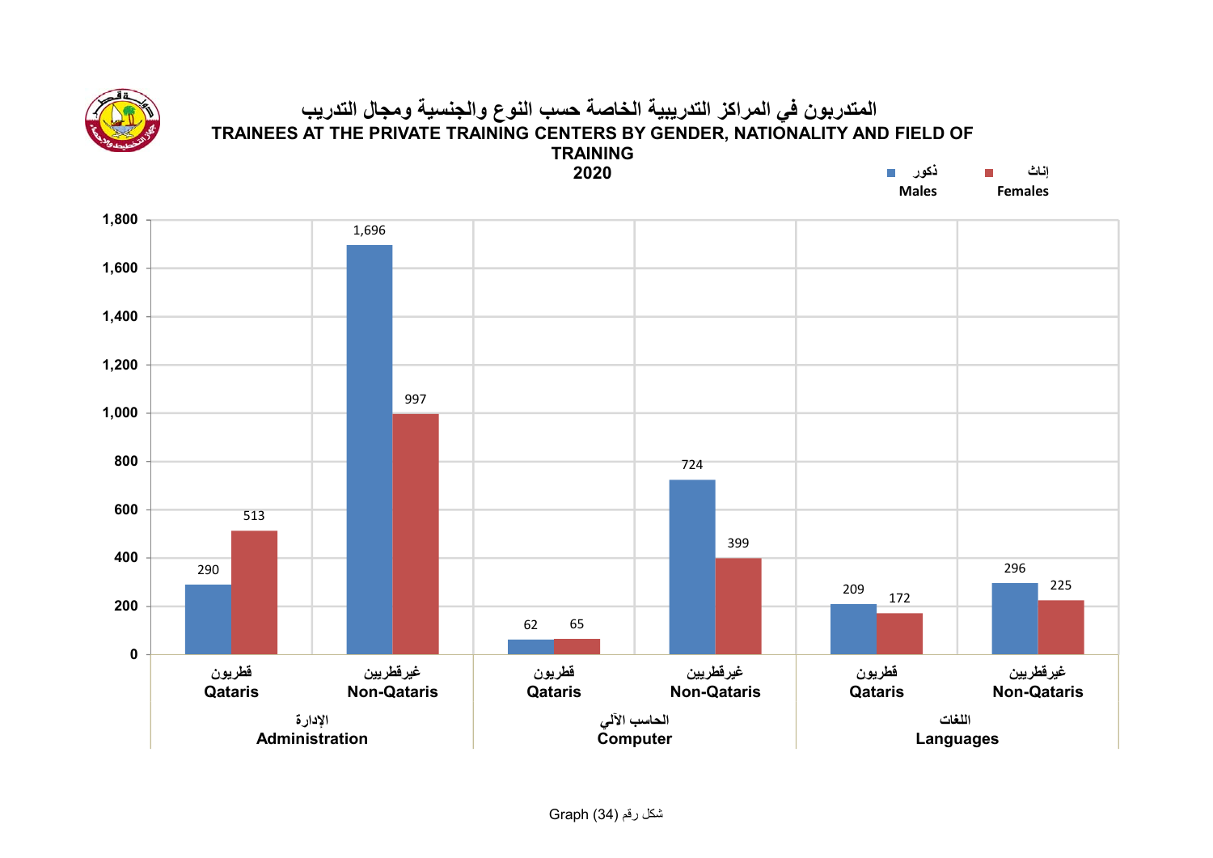# المتدربون في المراكز التدريبية الخاصة حسب النوع والجنسية ومجال التدريب

## TRAINEES AT THE PRIVATE TRAINING CENTERS BY GENDER, NATIONALITY AND FIELD OF TRAINING

## 2020

| المجال Field | الجنسية Nationality | ذكور Males | إناث Females |
|---|---|---|---|
| الإدارة Administration | قطريون Qataris | 290 | 513 |
| | غيرقطريين Non-Qataris | 1,696 | 997 |
| الحاسب الآلي Computer | قطريون Qataris | 62 | 65 |
| | غيرقطريين Non-Qataris | 724 | 399 |
| اللغات Languages | قطريون Qataris | 209 | 172 |
| | غيرقطريين Non-Qataris | 296 | 225 |

Graph (34) شكل رقم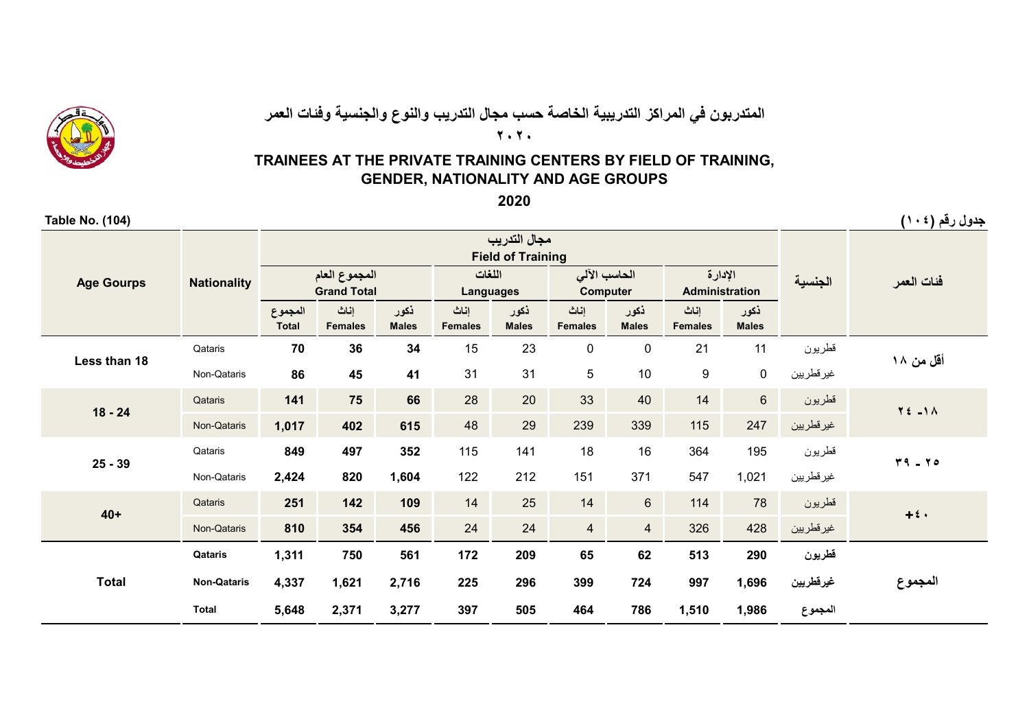# المتدربون في المراكز التدريبية الخاصة حسب مجال التدريب والنوع والجنسية وفئات العمر

## ٢٠٢٠

## TRAINEES AT THE PRIVATE TRAINING CENTERS BY FIELD OF TRAINING, GENDER, NATIONALITY AND AGE GROUPS

## 2020

**Table No. (104)** **جدول رقم (١٠٤)**

| Age Gourps | Nationality | المجموع العام Grand Total | | | اللغات Languages | | الحاسب الآلي Computer | | الإدارة Administration | | الجنسية | فئات العمر |
|---|---|---|---|---|---|---|---|---|---|---|---|---|
| | | المجموع Total | إناث Females | ذكور Males | إناث Females | ذكور Males | إناث Females | ذكور Males | إناث Females | ذكور Males | | |
| Less than 18 | Qataris | 70 | 36 | 34 | 15 | 23 | 0 | 0 | 21 | 11 | قطريون | أقل من ١٨ |
| | Non-Qataris | 86 | 45 | 41 | 31 | 31 | 5 | 10 | 9 | 0 | غيرقطريين | |
| 18 - 24 | Qataris | 141 | 75 | 66 | 28 | 20 | 33 | 40 | 14 | 6 | قطريون | ١٨- ٢٤ |
| | Non-Qataris | 1,017 | 402 | 615 | 48 | 29 | 239 | 339 | 115 | 247 | غيرقطريين | |
| 25 - 39 | Qataris | 849 | 497 | 352 | 115 | 141 | 18 | 16 | 364 | 195 | قطريون | ٢٥ - ٣٩ |
| | Non-Qataris | 2,424 | 820 | 1,604 | 122 | 212 | 151 | 371 | 547 | 1,021 | غيرقطريين | |
| 40+ | Qataris | 251 | 142 | 109 | 14 | 25 | 14 | 6 | 114 | 78 | قطريون | +٤٠ |
| | Non-Qataris | 810 | 354 | 456 | 24 | 24 | 4 | 4 | 326 | 428 | غيرقطريين | |
| Total | Qataris | 1,311 | 750 | 561 | 172 | 209 | 65 | 62 | 513 | 290 | قطريون | المجموع |
| | Non-Qataris | 4,337 | 1,621 | 2,716 | 225 | 296 | 399 | 724 | 997 | 1,696 | غيرقطريين | |
| | Total | 5,648 | 2,371 | 3,277 | 397 | 505 | 464 | 786 | 1,510 | 1,986 | المجموع | |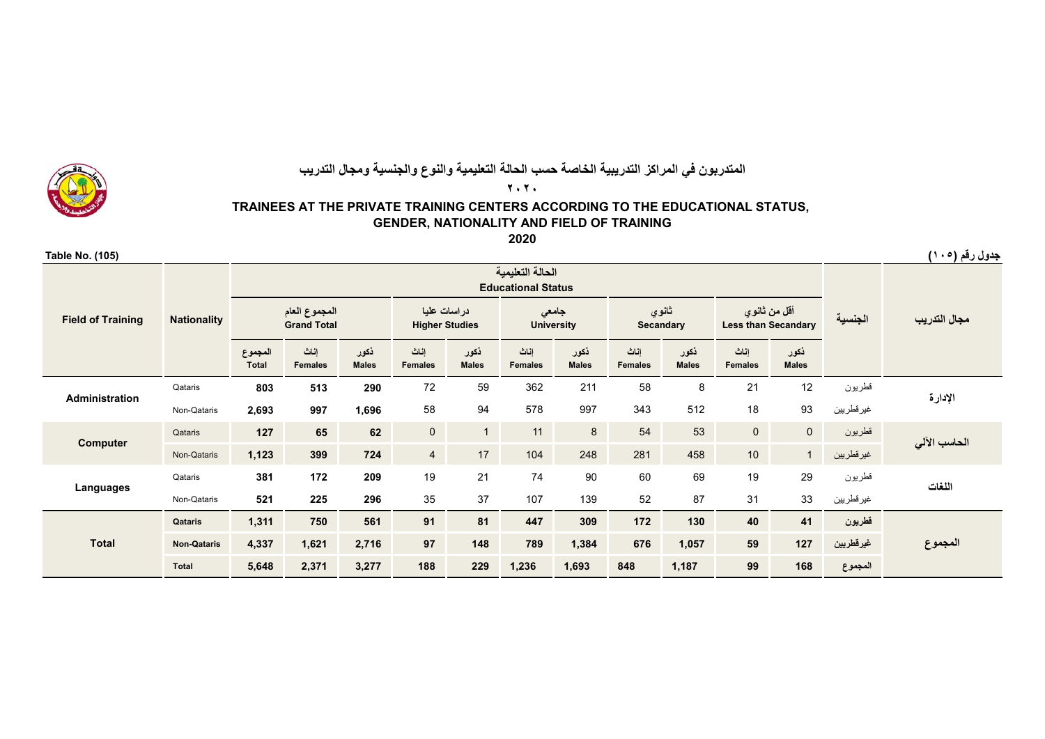# المتدربون في المراكز التدريبية الخاصة حسب الحالة التعليمية والنوع والجنسية ومجال التدريب

## ٢٠٢٠

## TRAINEES AT THE PRIVATE TRAINING CENTERS ACCORDING TO THE EDUCATIONAL STATUS, GENDER, NATIONALITY AND FIELD OF TRAINING

## 2020

Table No. (105)

جدول رقم (١٠٥)

| Field of Training | Nationality | الحالة التعليمية Educational Status | | | | | | | | | | | الجنسية | مجال التدريب |
|---|---|---|---|---|---|---|---|---|---|---|---|---|---|---|
| | | المجموع العام Grand Total | | | دراسات عليا Higher Studies | | جامعي University | | ثانوي Secandary | | أقل من ثانوي Less than Secandary | | | |
| | | المجموع Total | إناث Females | ذكور Males | إناث Females | ذكور Males | إناث Females | ذكور Males | إناث Females | ذكور Males | إناث Females | ذكور Males | | |
| Administration | Qataris | 803 | 513 | 290 | 72 | 59 | 362 | 211 | 58 | 8 | 21 | 12 | قطريون | الإدارة |
| | Non-Qataris | 2,693 | 997 | 1,696 | 58 | 94 | 578 | 997 | 343 | 512 | 18 | 93 | غيرقطريين | |
| Computer | Qataris | 127 | 65 | 62 | 0 | 1 | 11 | 8 | 54 | 53 | 0 | 0 | قطريون | الحاسب الآلي |
| | Non-Qataris | 1,123 | 399 | 724 | 4 | 17 | 104 | 248 | 281 | 458 | 10 | 1 | غيرقطريين | |
| Languages | Qataris | 381 | 172 | 209 | 19 | 21 | 74 | 90 | 60 | 69 | 19 | 29 | قطريون | اللغات |
| | Non-Qataris | 521 | 225 | 296 | 35 | 37 | 107 | 139 | 52 | 87 | 31 | 33 | غيرقطريين | |
| Total | Qataris | 1,311 | 750 | 561 | 91 | 81 | 447 | 309 | 172 | 130 | 40 | 41 | قطريون | المجموع |
| | Non-Qataris | 4,337 | 1,621 | 2,716 | 97 | 148 | 789 | 1,384 | 676 | 1,057 | 59 | 127 | غيرقطريين | |
| | Total | 5,648 | 2,371 | 3,277 | 188 | 229 | 1,236 | 1,693 | 848 | 1,187 | 99 | 168 | المجموع | |